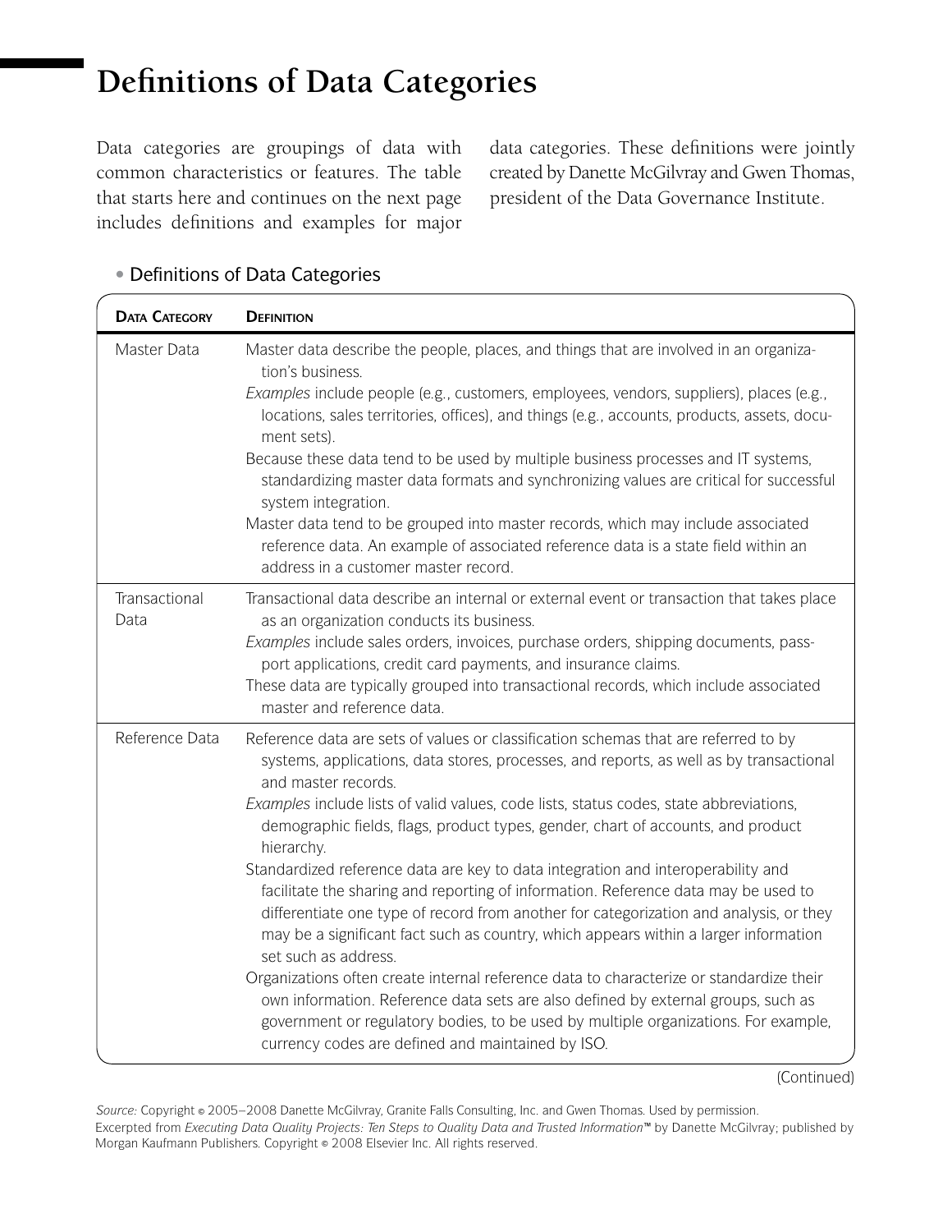# Definitions of Data Categories

Data categories are groupings of data with common characteristics or features. The table that starts here and continues on the next page includes definitions and examples for major data categories. These definitions were jointly created by Danette McGilvray and Gwen Thomas, president of the Data Governance Institute.

• Definitions of Data Categories

| DATA CATEGORY | DEFINITION |
|---|---|
| Master Data | Master data describe the people, places, and things that are involved in an organization's business.<br>*Examples* include people (e.g., customers, employees, vendors, suppliers), places (e.g., locations, sales territories, offices), and things (e.g., accounts, products, assets, document sets).<br>Because these data tend to be used by multiple business processes and IT systems, standardizing master data formats and synchronizing values are critical for successful system integration.<br>Master data tend to be grouped into master records, which may include associated reference data. An example of associated reference data is a state field within an address in a customer master record. |
| Transactional Data | Transactional data describe an internal or external event or transaction that takes place as an organization conducts its business.<br>*Examples* include sales orders, invoices, purchase orders, shipping documents, passport applications, credit card payments, and insurance claims.<br>These data are typically grouped into transactional records, which include associated master and reference data. |
| Reference Data | Reference data are sets of values or classification schemas that are referred to by systems, applications, data stores, processes, and reports, as well as by transactional and master records.<br>*Examples* include lists of valid values, code lists, status codes, state abbreviations, demographic fields, flags, product types, gender, chart of accounts, and product hierarchy.<br>Standardized reference data are key to data integration and interoperability and facilitate the sharing and reporting of information. Reference data may be used to differentiate one type of record from another for categorization and analysis, or they may be a significant fact such as country, which appears within a larger information set such as address.<br>Organizations often create internal reference data to characterize or standardize their own information. Reference data sets are also defined by external groups, such as government or regulatory bodies, to be used by multiple organizations. For example, currency codes are defined and maintained by ISO. |

(Continued)

*Source:* Copyright © 2005–2008 Danette McGilvray, Granite Falls Consulting, Inc. and Gwen Thomas. Used by permission.
Excerpted from *Executing Data Quality Projects: Ten Steps to Quality Data and Trusted Information*™ by Danette McGilvray; published by Morgan Kaufmann Publishers. Copyright © 2008 Elsevier Inc. All rights reserved.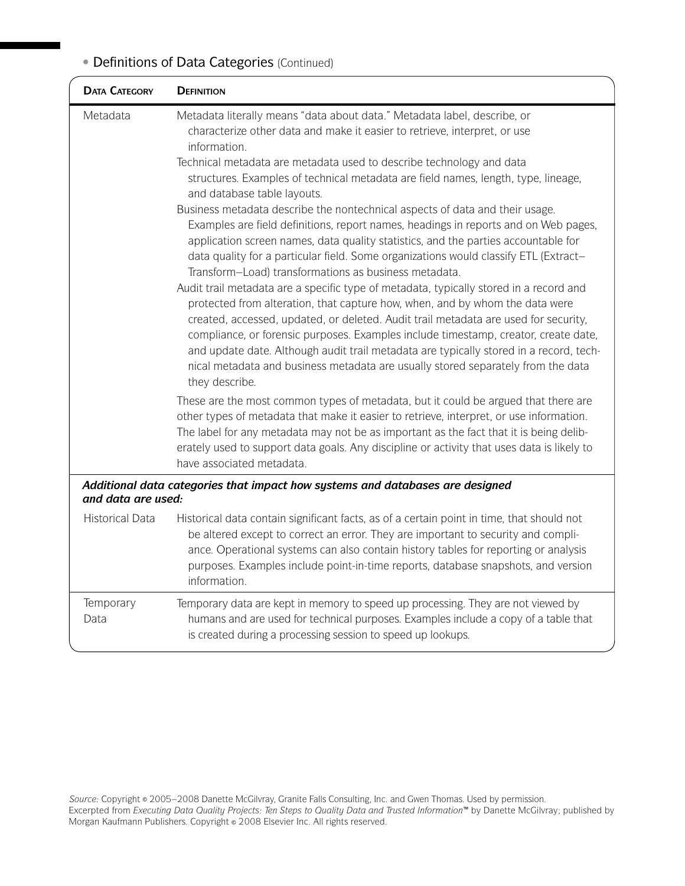• Definitions of Data Categories (Continued)

| Data Category | Definition |
|---|---|
| Metadata | Metadata literally means "data about data." Metadata label, describe, or characterize other data and make it easier to retrieve, interpret, or use information.<br>Technical metadata are metadata used to describe technology and data structures. Examples of technical metadata are field names, length, type, lineage, and database table layouts.<br>Business metadata describe the nontechnical aspects of data and their usage. Examples are field definitions, report names, headings in reports and on Web pages, application screen names, data quality statistics, and the parties accountable for data quality for a particular field. Some organizations would classify ETL (Extract–Transform–Load) transformations as business metadata.<br>Audit trail metadata are a specific type of metadata, typically stored in a record and protected from alteration, that capture how, when, and by whom the data were created, accessed, updated, or deleted. Audit trail metadata are used for security, compliance, or forensic purposes. Examples include timestamp, creator, create date, and update date. Although audit trail metadata are typically stored in a record, technical metadata and business metadata are usually stored separately from the data they describe.<br>These are the most common types of metadata, but it could be argued that there are other types of metadata that make it easier to retrieve, interpret, or use information. The label for any metadata may not be as important as the fact that it is being deliberately used to support data goals. Any discipline or activity that uses data is likely to have associated metadata. |
| ***Additional data categories that impact how systems and databases are designed and data are used:*** | |
| Historical Data | Historical data contain significant facts, as of a certain point in time, that should not be altered except to correct an error. They are important to security and compliance. Operational systems can also contain history tables for reporting or analysis purposes. Examples include point-in-time reports, database snapshots, and version information. |
| Temporary Data | Temporary data are kept in memory to speed up processing. They are not viewed by humans and are used for technical purposes. Examples include a copy of a table that is created during a processing session to speed up lookups. |

*Source:* Copyright © 2005–2008 Danette McGilvray, Granite Falls Consulting, Inc. and Gwen Thomas. Used by permission.
Excerpted from *Executing Data Quality Projects: Ten Steps to Quality Data and Trusted Information*™ by Danette McGilvray; published by Morgan Kaufmann Publishers. Copyright © 2008 Elsevier Inc. All rights reserved.